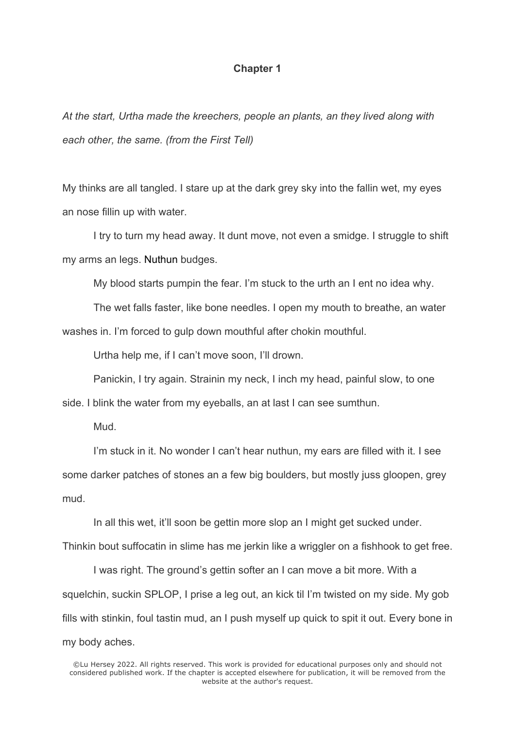**Chapter 1**

*At the start, Urtha made the kreechers, people an plants, an they lived along with each other, the same. (from the First Tell)*

My thinks are all tangled. I stare up at the dark grey sky into the fallin wet, my eyes an nose fillin up with water.

I try to turn my head away. It dunt move, not even a smidge. I struggle to shift my arms an legs. Nuthun budges.

My blood starts pumpin the fear. I'm stuck to the urth an I ent no idea why.

The wet falls faster, like bone needles. I open my mouth to breathe, an water washes in. I'm forced to gulp down mouthful after chokin mouthful.

Urtha help me, if I can't move soon, I'll drown.

Panickin, I try again. Strainin my neck, I inch my head, painful slow, to one side. I blink the water from my eyeballs, an at last I can see sumthun.

Mud.

I'm stuck in it. No wonder I can't hear nuthun, my ears are filled with it. I see some darker patches of stones an a few big boulders, but mostly juss gloopen, grey mud.

In all this wet, it'll soon be gettin more slop an I might get sucked under. Thinkin bout suffocatin in slime has me jerkin like a wriggler on a fishhook to get free.

I was right. The ground's gettin softer an I can move a bit more. With a squelchin, suckin SPLOP, I prise a leg out, an kick til I'm twisted on my side. My gob fills with stinkin, foul tastin mud, an I push myself up quick to spit it out. Every bone in my body aches.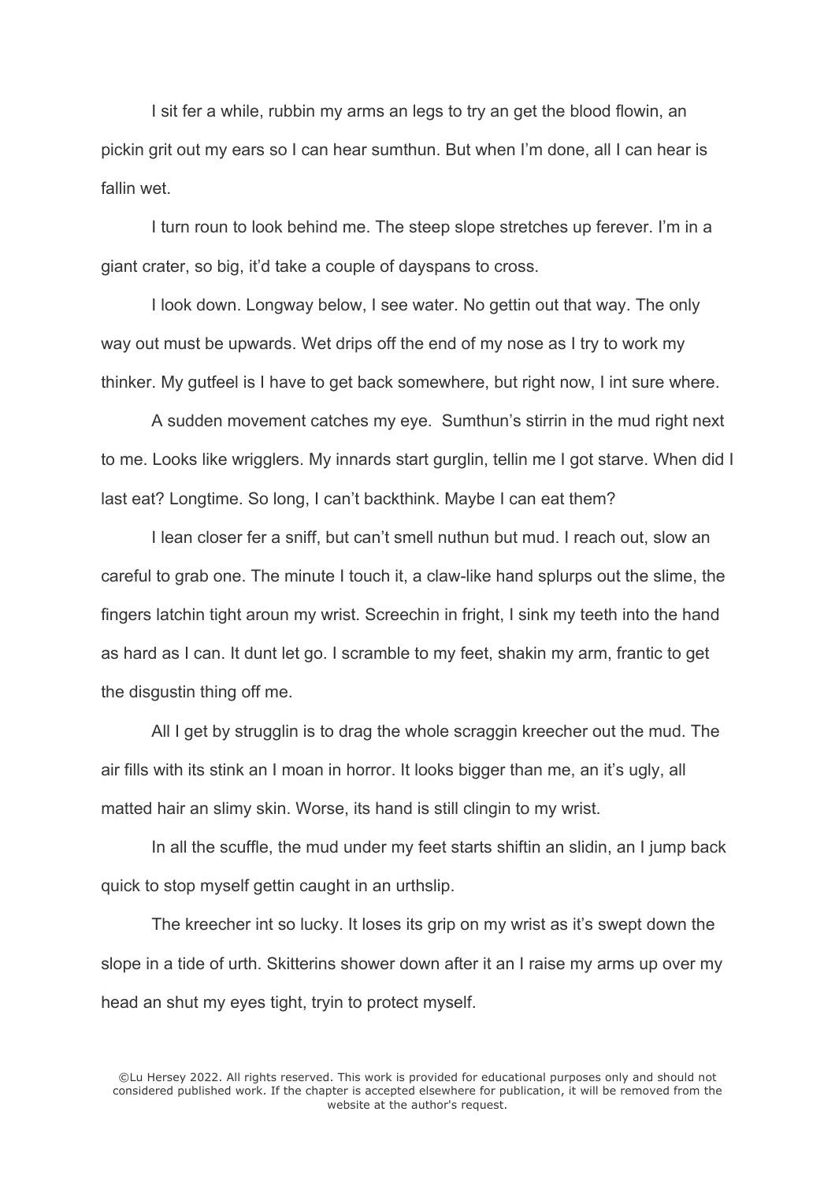I sit fer a while, rubbin my arms an legs to try an get the blood flowin, an pickin grit out my ears so I can hear sumthun. But when I'm done, all I can hear is fallin wet.

I turn roun to look behind me. The steep slope stretches up ferever. I'm in a giant crater, so big, it'd take a couple of dayspans to cross.

I look down. Longway below, I see water. No gettin out that way. The only way out must be upwards. Wet drips off the end of my nose as I try to work my thinker. My gutfeel is I have to get back somewhere, but right now, I int sure where.

A sudden movement catches my eye. Sumthun's stirrin in the mud right next to me. Looks like wrigglers. My innards start gurglin, tellin me I got starve. When did I last eat? Longtime. So long, I can't backthink. Maybe I can eat them?

I lean closer fer a sniff, but can't smell nuthun but mud. I reach out, slow an careful to grab one. The minute I touch it, a claw-like hand splurps out the slime, the fingers latchin tight aroun my wrist. Screechin in fright, I sink my teeth into the hand as hard as I can. It dunt let go. I scramble to my feet, shakin my arm, frantic to get the disgustin thing off me.

All I get by strugglin is to drag the whole scraggin kreecher out the mud. The air fills with its stink an I moan in horror. It looks bigger than me, an it's ugly, all matted hair an slimy skin. Worse, its hand is still clingin to my wrist.

In all the scuffle, the mud under my feet starts shiftin an slidin, an I jump back quick to stop myself gettin caught in an urthslip.

The kreecher int so lucky. It loses its grip on my wrist as it's swept down the slope in a tide of urth. Skitterins shower down after it an I raise my arms up over my head an shut my eyes tight, tryin to protect myself.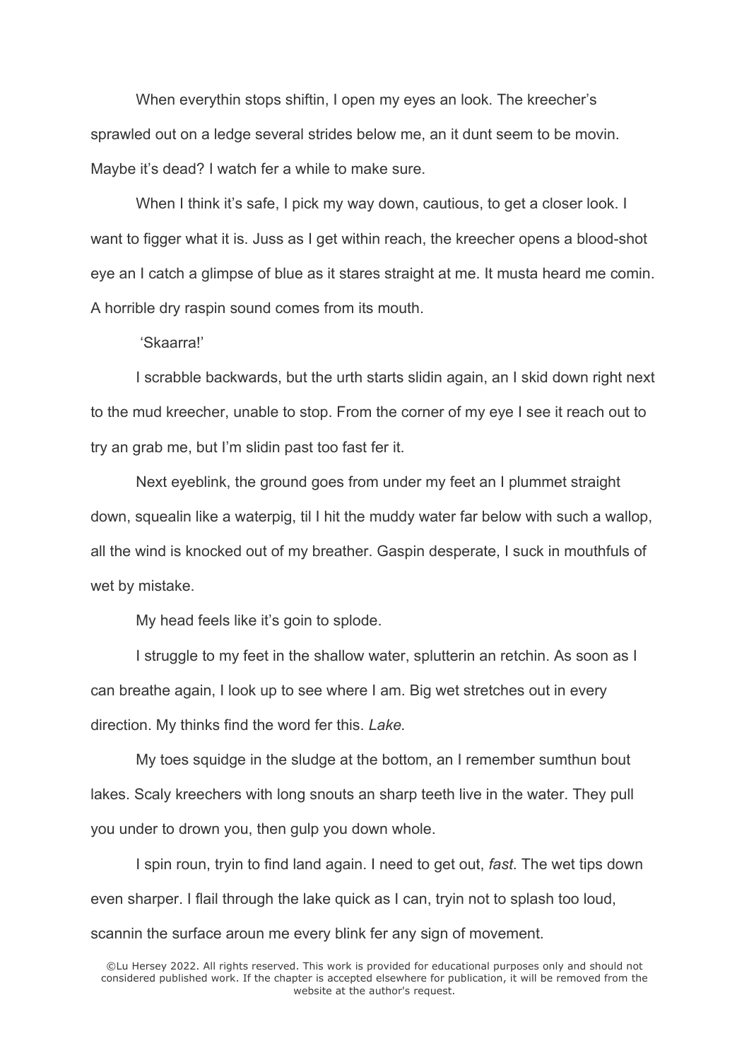When everythin stops shiftin, I open my eyes an look. The kreecher's sprawled out on a ledge several strides below me, an it dunt seem to be movin. Maybe it's dead? I watch fer a while to make sure.

When I think it's safe, I pick my way down, cautious, to get a closer look. I want to figger what it is. Juss as I get within reach, the kreecher opens a blood-shot eye an I catch a glimpse of blue as it stares straight at me. It musta heard me comin. A horrible dry raspin sound comes from its mouth.

'Skaarra!'

I scrabble backwards, but the urth starts slidin again, an I skid down right next to the mud kreecher, unable to stop. From the corner of my eye I see it reach out to try an grab me, but I'm slidin past too fast fer it.

Next eyeblink, the ground goes from under my feet an I plummet straight down, squealin like a waterpig, til I hit the muddy water far below with such a wallop, all the wind is knocked out of my breather. Gaspin desperate, I suck in mouthfuls of wet by mistake.

My head feels like it's goin to splode.

I struggle to my feet in the shallow water, splutterin an retchin. As soon as I can breathe again, I look up to see where I am. Big wet stretches out in every direction. My thinks find the word fer this. *Lake.*

My toes squidge in the sludge at the bottom, an I remember sumthun bout lakes. Scaly kreechers with long snouts an sharp teeth live in the water. They pull you under to drown you, then gulp you down whole.

I spin roun, tryin to find land again. I need to get out, *fast*. The wet tips down even sharper. I flail through the lake quick as I can, tryin not to splash too loud, scannin the surface aroun me every blink fer any sign of movement.

©Lu Hersey 2022. All rights reserved. This work is provided for educational purposes only and should not considered published work. If the chapter is accepted elsewhere for publication, it will be removed from the website at the author's request.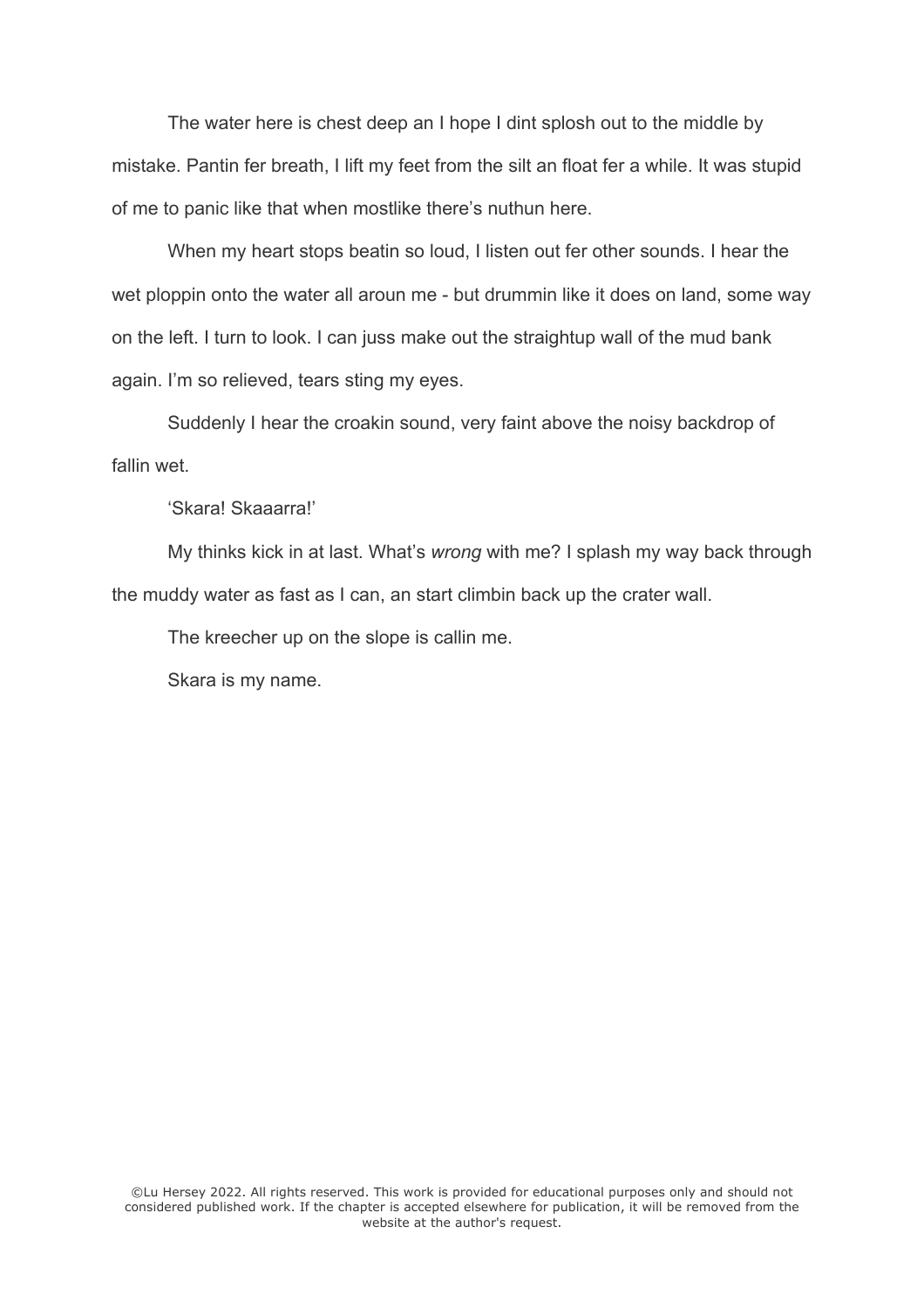The water here is chest deep an I hope I dint splosh out to the middle by mistake. Pantin fer breath, I lift my feet from the silt an float fer a while. It was stupid of me to panic like that when mostlike there's nuthun here.

When my heart stops beatin so loud, I listen out fer other sounds. I hear the wet ploppin onto the water all aroun me - but drummin like it does on land, some way on the left. I turn to look. I can juss make out the straightup wall of the mud bank again. I'm so relieved, tears sting my eyes.

Suddenly I hear the croakin sound, very faint above the noisy backdrop of fallin wet.

'Skara! Skaaarra!'

My thinks kick in at last. What's *wrong* with me? I splash my way back through the muddy water as fast as I can, an start climbin back up the crater wall.

The kreecher up on the slope is callin me.

Skara is my name.

©Lu Hersey 2022. All rights reserved. This work is provided for educational purposes only and should not considered published work. If the chapter is accepted elsewhere for publication, it will be removed from the website at the author's request.